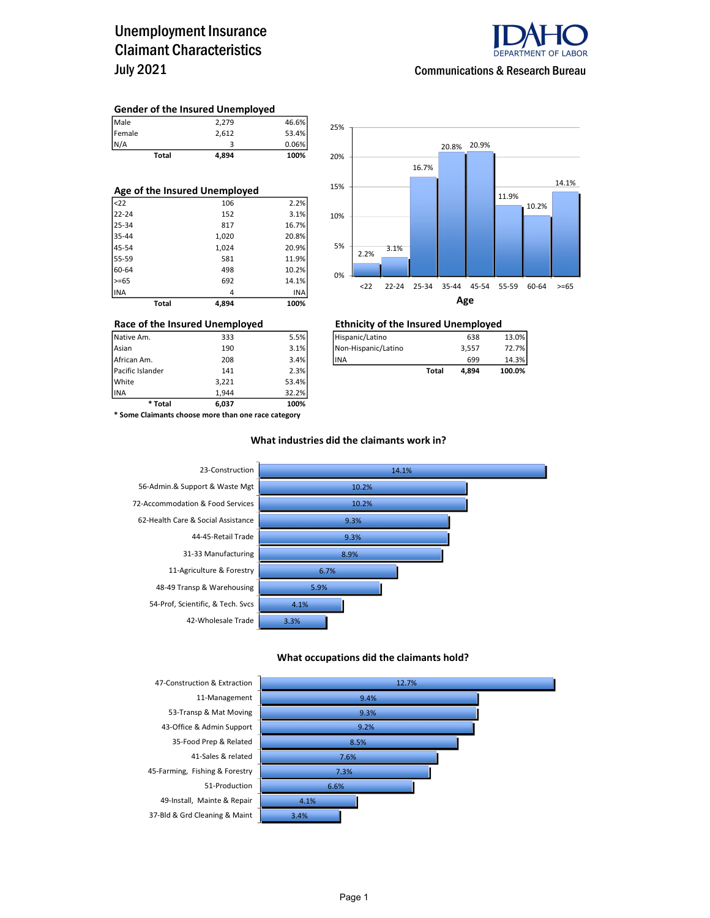# Unemployment Insurance Claimant Characteristics
## July 2021

IDAHO DEPARTMENT OF LABOR
Communications & Research Bureau

### Gender of the Insured Unemployed

| | | |
|---|---|---|
| Male | 2,279 | 46.6% |
| Female | 2,612 | 53.4% |
| N/A | 3 | 0.06% |
| **Total** | **4,894** | **100%** |

### Age of the Insured Unemployed

| | | |
|---|---|---|
| <22 | 106 | 2.2% |
| 22-24 | 152 | 3.1% |
| 25-34 | 817 | 16.7% |
| 35-44 | 1,020 | 20.8% |
| 45-54 | 1,024 | 20.9% |
| 55-59 | 581 | 11.9% |
| 60-64 | 498 | 10.2% |
| >=65 | 692 | 14.1% |
| INA | 4 | INA |
| **Total** | **4,894** | **100%** |

**Age**

| Age | Percent |
|---|---|
| <22 | 2.2% |
| 22-24 | 3.1% |
| 25-34 | 16.7% |
| 35-44 | 20.8% |
| 45-54 | 20.9% |
| 55-59 | 11.9% |
| 60-64 | 10.2% |
| >=65 | 14.1% |

### Race of the Insured Unemployed

| | | |
|---|---|---|
| Native Am. | 333 | 5.5% |
| Asian | 190 | 3.1% |
| African Am. | 208 | 3.4% |
| Pacific Islander | 141 | 2.3% |
| White | 3,221 | 53.4% |
| INA | 1,944 | 32.2% |
| **\* Total** | **6,037** | **100%** |

**\* Some Claimants choose more than one race category**

### Ethnicity of the Insured Unemployed

| | | |
|---|---|---|
| Hispanic/Latino | 638 | 13.0% |
| Non-Hispanic/Latino | 3,557 | 72.7% |
| INA | 699 | 14.3% |
| **Total** | **4,894** | **100.0%** |

### What industries did the claimants work in?

| Industry | Percent |
|---|---|
| 23-Construction | 14.1% |
| 56-Admin.& Support & Waste Mgt | 10.2% |
| 72-Accommodation & Food Services | 10.2% |
| 62-Health Care & Social Assistance | 9.3% |
| 44-45-Retail Trade | 9.3% |
| 31-33 Manufacturing | 8.9% |
| 11-Agriculture & Forestry | 6.7% |
| 48-49 Transp & Warehousing | 5.9% |
| 54-Prof, Scientific, & Tech. Svcs | 4.1% |
| 42-Wholesale Trade | 3.3% |

### What occupations did the claimants hold?

| Occupation | Percent |
|---|---|
| 47-Construction & Extraction | 12.7% |
| 11-Management | 9.4% |
| 53-Transp & Mat Moving | 9.3% |
| 43-Office & Admin Support | 9.2% |
| 35-Food Prep & Related | 8.5% |
| 41-Sales & related | 7.6% |
| 45-Farming, Fishing & Forestry | 7.3% |
| 51-Production | 6.6% |
| 49-Install, Mainte & Repair | 4.1% |
| 37-Bld & Grd Cleaning & Maint | 3.4% |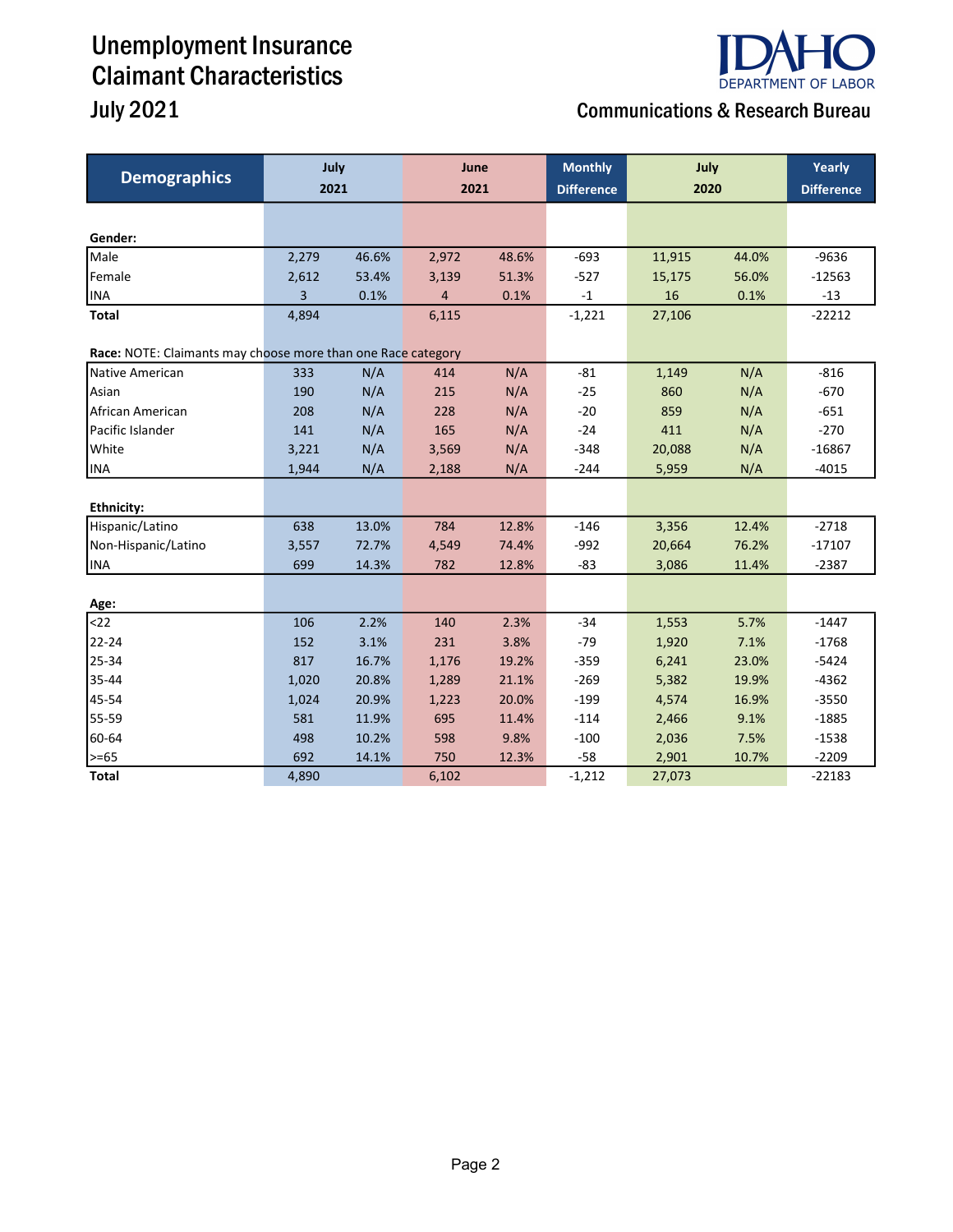# Unemployment Insurance Claimant Characteristics

## July 2021

**Communications & Research Bureau**

| Demographics | July 2021 | | June 2021 | | Monthly Difference | July 2020 | | Yearly Difference |
|---|---|---|---|---|---|---|---|---|
| **Gender:** | | | | | | | | |
| Male | 2,279 | 46.6% | 2,972 | 48.6% | -693 | 11,915 | 44.0% | -9636 |
| Female | 2,612 | 53.4% | 3,139 | 51.3% | -527 | 15,175 | 56.0% | -12563 |
| INA | 3 | 0.1% | 4 | 0.1% | -1 | 16 | 0.1% | -13 |
| **Total** | 4,894 | | 6,115 | | -1,221 | 27,106 | | -22212 |
| **Race:** NOTE: Claimants may choose more than one Race category | | | | | | | | |
| Native American | 333 | N/A | 414 | N/A | -81 | 1,149 | N/A | -816 |
| Asian | 190 | N/A | 215 | N/A | -25 | 860 | N/A | -670 |
| African American | 208 | N/A | 228 | N/A | -20 | 859 | N/A | -651 |
| Pacific Islander | 141 | N/A | 165 | N/A | -24 | 411 | N/A | -270 |
| White | 3,221 | N/A | 3,569 | N/A | -348 | 20,088 | N/A | -16867 |
| INA | 1,944 | N/A | 2,188 | N/A | -244 | 5,959 | N/A | -4015 |
| **Ethnicity:** | | | | | | | | |
| Hispanic/Latino | 638 | 13.0% | 784 | 12.8% | -146 | 3,356 | 12.4% | -2718 |
| Non-Hispanic/Latino | 3,557 | 72.7% | 4,549 | 74.4% | -992 | 20,664 | 76.2% | -17107 |
| INA | 699 | 14.3% | 782 | 12.8% | -83 | 3,086 | 11.4% | -2387 |
| **Age:** | | | | | | | | |
| <22 | 106 | 2.2% | 140 | 2.3% | -34 | 1,553 | 5.7% | -1447 |
| 22-24 | 152 | 3.1% | 231 | 3.8% | -79 | 1,920 | 7.1% | -1768 |
| 25-34 | 817 | 16.7% | 1,176 | 19.2% | -359 | 6,241 | 23.0% | -5424 |
| 35-44 | 1,020 | 20.8% | 1,289 | 21.1% | -269 | 5,382 | 19.9% | -4362 |
| 45-54 | 1,024 | 20.9% | 1,223 | 20.0% | -199 | 4,574 | 16.9% | -3550 |
| 55-59 | 581 | 11.9% | 695 | 11.4% | -114 | 2,466 | 9.1% | -1885 |
| 60-64 | 498 | 10.2% | 598 | 9.8% | -100 | 2,036 | 7.5% | -1538 |
| >=65 | 692 | 14.1% | 750 | 12.3% | -58 | 2,901 | 10.7% | -2209 |
| **Total** | 4,890 | | 6,102 | | -1,212 | 27,073 | | -22183 |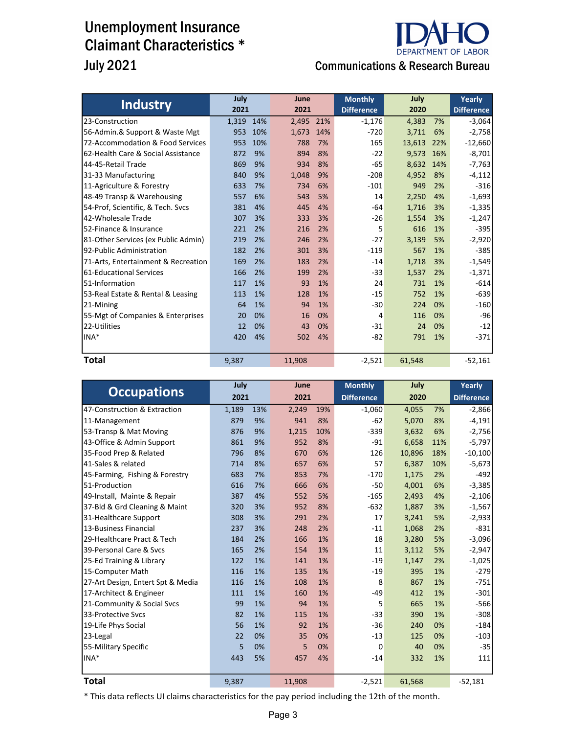# Unemployment Insurance Claimant Characteristics *

## July 2021

IDAHO DEPARTMENT OF LABOR

Communications & Research Bureau

| Industry | July 2021 | | June 2021 | | Monthly Difference | July 2020 | | Yearly Difference |
|---|---|---|---|---|---|---|---|---|
| 23-Construction | 1,319 | 14% | 2,495 | 21% | -1,176 | 4,383 | 7% | -3,064 |
| 56-Admin.& Support & Waste Mgt | 953 | 10% | 1,673 | 14% | -720 | 3,711 | 6% | -2,758 |
| 72-Accommodation & Food Services | 953 | 10% | 788 | 7% | 165 | 13,613 | 22% | -12,660 |
| 62-Health Care & Social Assistance | 872 | 9% | 894 | 8% | -22 | 9,573 | 16% | -8,701 |
| 44-45-Retail Trade | 869 | 9% | 934 | 8% | -65 | 8,632 | 14% | -7,763 |
| 31-33 Manufacturing | 840 | 9% | 1,048 | 9% | -208 | 4,952 | 8% | -4,112 |
| 11-Agriculture & Forestry | 633 | 7% | 734 | 6% | -101 | 949 | 2% | -316 |
| 48-49 Transp & Warehousing | 557 | 6% | 543 | 5% | 14 | 2,250 | 4% | -1,693 |
| 54-Prof, Scientific, & Tech. Svcs | 381 | 4% | 445 | 4% | -64 | 1,716 | 3% | -1,335 |
| 42-Wholesale Trade | 307 | 3% | 333 | 3% | -26 | 1,554 | 3% | -1,247 |
| 52-Finance & Insurance | 221 | 2% | 216 | 2% | 5 | 616 | 1% | -395 |
| 81-Other Services (ex Public Admin) | 219 | 2% | 246 | 2% | -27 | 3,139 | 5% | -2,920 |
| 92-Public Administration | 182 | 2% | 301 | 3% | -119 | 567 | 1% | -385 |
| 71-Arts, Entertainment & Recreation | 169 | 2% | 183 | 2% | -14 | 1,718 | 3% | -1,549 |
| 61-Educational Services | 166 | 2% | 199 | 2% | -33 | 1,537 | 2% | -1,371 |
| 51-Information | 117 | 1% | 93 | 1% | 24 | 731 | 1% | -614 |
| 53-Real Estate & Rental & Leasing | 113 | 1% | 128 | 1% | -15 | 752 | 1% | -639 |
| 21-Mining | 64 | 1% | 94 | 1% | -30 | 224 | 0% | -160 |
| 55-Mgt of Companies & Enterprises | 20 | 0% | 16 | 0% | 4 | 116 | 0% | -96 |
| 22-Utilities | 12 | 0% | 43 | 0% | -31 | 24 | 0% | -12 |
| INA* | 420 | 4% | 502 | 4% | -82 | 791 | 1% | -371 |
| **Total** | 9,387 | | 11,908 | | -2,521 | 61,548 | | -52,161 |

| Occupations | July 2021 | | June 2021 | | Monthly Difference | July 2020 | | Yearly Difference |
|---|---|---|---|---|---|---|---|---|
| 47-Construction & Extraction | 1,189 | 13% | 2,249 | 19% | -1,060 | 4,055 | 7% | -2,866 |
| 11-Management | 879 | 9% | 941 | 8% | -62 | 5,070 | 8% | -4,191 |
| 53-Transp & Mat Moving | 876 | 9% | 1,215 | 10% | -339 | 3,632 | 6% | -2,756 |
| 43-Office & Admin Support | 861 | 9% | 952 | 8% | -91 | 6,658 | 11% | -5,797 |
| 35-Food Prep & Related | 796 | 8% | 670 | 6% | 126 | 10,896 | 18% | -10,100 |
| 41-Sales & related | 714 | 8% | 657 | 6% | 57 | 6,387 | 10% | -5,673 |
| 45-Farming, Fishing & Forestry | 683 | 7% | 853 | 7% | -170 | 1,175 | 2% | -492 |
| 51-Production | 616 | 7% | 666 | 6% | -50 | 4,001 | 6% | -3,385 |
| 49-Install, Mainte & Repair | 387 | 4% | 552 | 5% | -165 | 2,493 | 4% | -2,106 |
| 37-Bld & Grd Cleaning & Maint | 320 | 3% | 952 | 8% | -632 | 1,887 | 3% | -1,567 |
| 31-Healthcare Support | 308 | 3% | 291 | 2% | 17 | 3,241 | 5% | -2,933 |
| 13-Business Financial | 237 | 3% | 248 | 2% | -11 | 1,068 | 2% | -831 |
| 29-Healthcare Pract & Tech | 184 | 2% | 166 | 1% | 18 | 3,280 | 5% | -3,096 |
| 39-Personal Care & Svcs | 165 | 2% | 154 | 1% | 11 | 3,112 | 5% | -2,947 |
| 25-Ed Training & Library | 122 | 1% | 141 | 1% | -19 | 1,147 | 2% | -1,025 |
| 15-Computer Math | 116 | 1% | 135 | 1% | -19 | 395 | 1% | -279 |
| 27-Art Design, Entert Spt & Media | 116 | 1% | 108 | 1% | 8 | 867 | 1% | -751 |
| 17-Architect & Engineer | 111 | 1% | 160 | 1% | -49 | 412 | 1% | -301 |
| 21-Community & Social Svcs | 99 | 1% | 94 | 1% | 5 | 665 | 1% | -566 |
| 33-Protective Svcs | 82 | 1% | 115 | 1% | -33 | 390 | 1% | -308 |
| 19-Life Phys Social | 56 | 1% | 92 | 1% | -36 | 240 | 0% | -184 |
| 23-Legal | 22 | 0% | 35 | 0% | -13 | 125 | 0% | -103 |
| 55-Military Specific | 5 | 0% | 5 | 0% | 0 | 40 | 0% | -35 |
| INA* | 443 | 5% | 457 | 4% | -14 | 332 | 1% | 111 |
| **Total** | 9,387 | | 11,908 | | -2,521 | 61,568 | | -52,181 |

* This data reflects UI claims characteristics for the pay period including the 12th of the month.